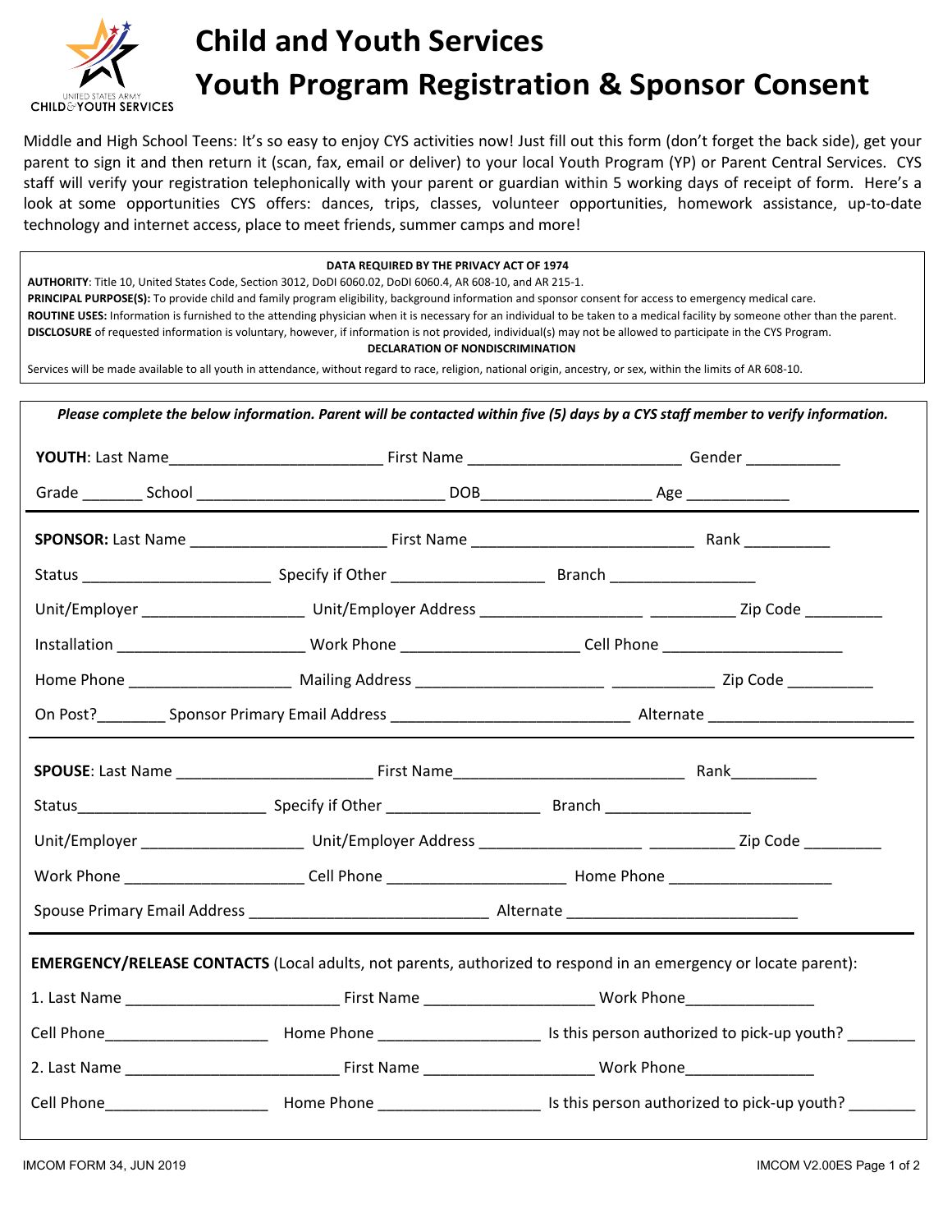UNITED STATES ARMY
CHILD & YOUTH SERVICES

# Child and Youth Services
# Youth Program Registration & Sponsor Consent

Middle and High School Teens: It's so easy to enjoy CYS activities now! Just fill out this form (don't forget the back side), get your parent to sign it and then return it (scan, fax, email or deliver) to your local Youth Program (YP) or Parent Central Services. CYS staff will verify your registration telephonically with your parent or guardian within 5 working days of receipt of form. Here's a look at some opportunities CYS offers: dances, trips, classes, volunteer opportunities, homework assistance, up-to-date technology and internet access, place to meet friends, summer camps and more!

**DATA REQUIRED BY THE PRIVACY ACT OF 1974**

**AUTHORITY**: Title 10, United States Code, Section 3012, DoDI 6060.02, DoDI 6060.4, AR 608-10, and AR 215-1.

**PRINCIPAL PURPOSE(S):** To provide child and family program eligibility, background information and sponsor consent for access to emergency medical care.

**ROUTINE USES:** Information is furnished to the attending physician when it is necessary for an individual to be taken to a medical facility by someone other than the parent.

**DISCLOSURE** of requested information is voluntary, however, if information is not provided, individual(s) may not be allowed to participate in the CYS Program.

**DECLARATION OF NONDISCRIMINATION**

Services will be made available to all youth in attendance, without regard to race, religion, national origin, ancestry, or sex, within the limits of AR 608-10.

***Please complete the below information. Parent will be contacted within five (5) days by a CYS staff member to verify information.***

**YOUTH**: Last Name________________________ First Name ________________________ Gender ___________

Grade _______ School ____________________________ DOB___________________ Age ____________

**SPONSOR:** Last Name ______________________ First Name _________________________ Rank __________

Status _____________________ Specify if Other _________________ Branch ________________

Unit/Employer __________________ Unit/Employer Address __________________ __________ Zip Code _________

Installation _____________________ Work Phone ____________________ Cell Phone _____________________

Home Phone __________________ Mailing Address _____________________ ____________ Zip Code __________

On Post?________ Sponsor Primary Email Address ___________________________ Alternate _______________________

**SPOUSE**: Last Name ______________________ First Name__________________________ Rank__________

Status_____________________ Specify if Other _________________ Branch ________________

Unit/Employer __________________ Unit/Employer Address __________________ __________ Zip Code _________

Work Phone ____________________ Cell Phone ____________________ Home Phone __________________

Spouse Primary Email Address ___________________________ Alternate __________________________

**EMERGENCY/RELEASE CONTACTS** (Local adults, not parents, authorized to respond in an emergency or locate parent):

1. Last Name ________________________ First Name ___________________ Work Phone_______________

Cell Phone__________________ Home Phone __________________ Is this person authorized to pick-up youth? _______

2. Last Name ________________________ First Name ___________________ Work Phone_______________

Cell Phone__________________ Home Phone __________________ Is this person authorized to pick-up youth? _______

IMCOM FORM 34, JUN 2019

IMCOM V2.00ES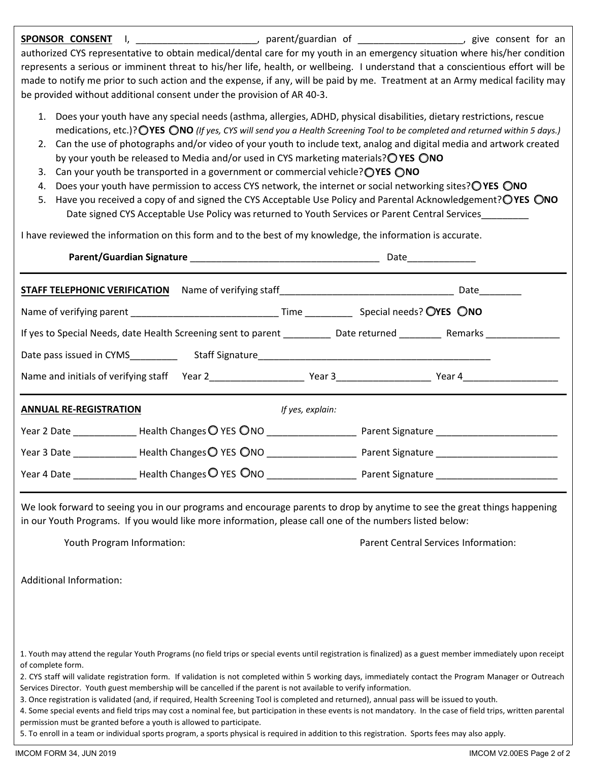**SPONSOR CONSENT** I, _______________________, parent/guardian of ____________________, give consent for an authorized CYS representative to obtain medical/dental care for my youth in an emergency situation where his/her condition represents a serious or imminent threat to his/her life, health, or wellbeing. I understand that a conscientious effort will be made to notify me prior to such action and the expense, if any, will be paid by me. Treatment at an Army medical facility may be provided without additional consent under the provision of AR 40-3.

1. Does your youth have any special needs (asthma, allergies, ADHD, physical disabilities, dietary restrictions, rescue medications, etc.)? ○ **YES** ○ **NO** *(If yes, CYS will send you a Health Screening Tool to be completed and returned within 5 days.)*
2. Can the use of photographs and/or video of your youth to include text, analog and digital media and artwork created by your youth be released to Media and/or used in CYS marketing materials? ○ **YES** ○ **NO**
3. Can your youth be transported in a government or commercial vehicle? ○ **YES** ○ **NO**
4. Does your youth have permission to access CYS network, the internet or social networking sites? ○ **YES** ○ **NO**
5. Have you received a copy of and signed the CYS Acceptable Use Policy and Parental Acknowledgement? ○ **YES** ○ **NO**
   Date signed CYS Acceptable Use Policy was returned to Youth Services or Parent Central Services_________

I have reviewed the information on this form and to the best of my knowledge, the information is accurate.

**Parent/Guardian Signature** ____________________________________ Date_____________

---

**STAFF TELEPHONIC VERIFICATION** Name of verifying staff_________________________________ Date________

Name of verifying parent ____________________________ Time _________ Special needs? ○ **YES** ○ **NO**

If yes to Special Needs, date Health Screening sent to parent _________ Date returned ________ Remarks ______________

Date pass issued in CYMS_________ Staff Signature____________________________________________

Name and initials of verifying staff Year 2__________________ Year 3__________________ Year 4__________________

---

**ANNUAL RE-REGISTRATION** *If yes, explain:*

Year 2 Date ____________ Health Changes ○ YES ○ NO _________________ Parent Signature ________________________

Year 3 Date ____________ Health Changes ○ YES ○ NO _________________ Parent Signature ________________________

Year 4 Date ____________ Health Changes ○ YES ○ NO _________________ Parent Signature ________________________

---

We look forward to seeing you in our programs and encourage parents to drop by anytime to see the great things happening in our Youth Programs. If you would like more information, please call one of the numbers listed below:

Youth Program Information:

Parent Central Services Information:

Additional Information:

1. Youth may attend the regular Youth Programs (no field trips or special events until registration is finalized) as a guest member immediately upon receipt of complete form.
2. CYS staff will validate registration form. If validation is not completed within 5 working days, immediately contact the Program Manager or Outreach Services Director. Youth guest membership will be cancelled if the parent is not available to verify information.
3. Once registration is validated (and, if required, Health Screening Tool is completed and returned), annual pass will be issued to youth.
4. Some special events and field trips may cost a nominal fee, but participation in these events is not mandatory. In the case of field trips, written parental permission must be granted before a youth is allowed to participate.
5. To enroll in a team or individual sports program, a sports physical is required in addition to this registration. Sports fees may also apply.

IMCOM FORM 34, JUN 2019

IMCOM V2.00ES